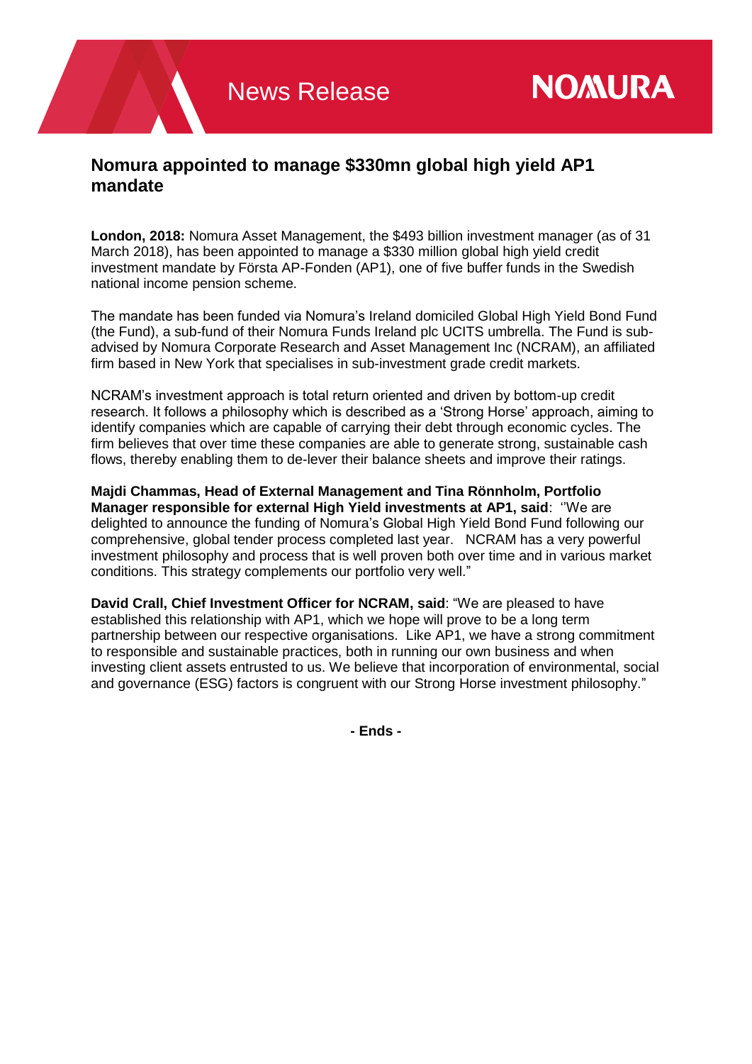News Release

NOMURA

# Nomura appointed to manage $330mn global high yield AP1 mandate

**London, 2018:** Nomura Asset Management, the $493 billion investment manager (as of 31 March 2018), has been appointed to manage a $330 million global high yield credit investment mandate by Första AP-Fonden (AP1), one of five buffer funds in the Swedish national income pension scheme.

The mandate has been funded via Nomura's Ireland domiciled Global High Yield Bond Fund (the Fund), a sub-fund of their Nomura Funds Ireland plc UCITS umbrella. The Fund is sub-advised by Nomura Corporate Research and Asset Management Inc (NCRAM), an affiliated firm based in New York that specialises in sub-investment grade credit markets.

NCRAM's investment approach is total return oriented and driven by bottom-up credit research. It follows a philosophy which is described as a 'Strong Horse' approach, aiming to identify companies which are capable of carrying their debt through economic cycles. The firm believes that over time these companies are able to generate strong, sustainable cash flows, thereby enabling them to de-lever their balance sheets and improve their ratings.

**Majdi Chammas, Head of External Management and Tina Rönnholm, Portfolio Manager responsible for external High Yield investments at AP1, said**: ''We are delighted to announce the funding of Nomura's Global High Yield Bond Fund following our comprehensive, global tender process completed last year. NCRAM has a very powerful investment philosophy and process that is well proven both over time and in various market conditions. This strategy complements our portfolio very well."

**David Crall, Chief Investment Officer for NCRAM, said**: "We are pleased to have established this relationship with AP1, which we hope will prove to be a long term partnership between our respective organisations. Like AP1, we have a strong commitment to responsible and sustainable practices, both in running our own business and when investing client assets entrusted to us. We believe that incorporation of environmental, social and governance (ESG) factors is congruent with our Strong Horse investment philosophy."

**- Ends -**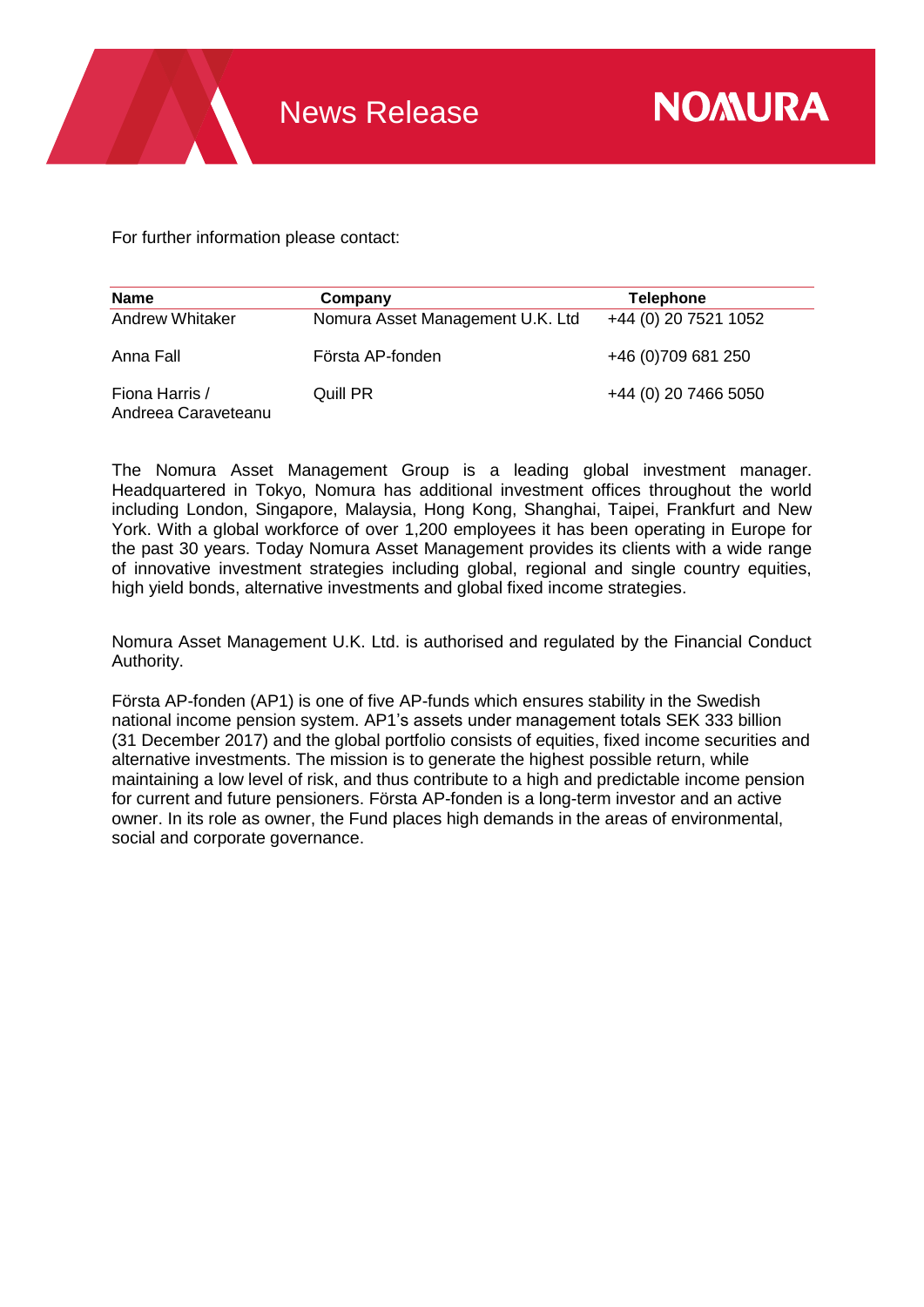For further information please contact:

| Name | Company | Telephone |
|---|---|---|
| Andrew Whitaker | Nomura Asset Management U.K. Ltd | +44 (0) 20 7521 1052 |
| Anna Fall | Första AP-fonden | +46 (0)709 681 250 |
| Fiona Harris / Andreea Caraveteanu | Quill PR | +44 (0) 20 7466 5050 |

The Nomura Asset Management Group is a leading global investment manager. Headquartered in Tokyo, Nomura has additional investment offices throughout the world including London, Singapore, Malaysia, Hong Kong, Shanghai, Taipei, Frankfurt and New York. With a global workforce of over 1,200 employees it has been operating in Europe for the past 30 years. Today Nomura Asset Management provides its clients with a wide range of innovative investment strategies including global, regional and single country equities, high yield bonds, alternative investments and global fixed income strategies.

Nomura Asset Management U.K. Ltd. is authorised and regulated by the Financial Conduct Authority.

Första AP-fonden (AP1) is one of five AP-funds which ensures stability in the Swedish national income pension system. AP1's assets under management totals SEK 333 billion (31 December 2017) and the global portfolio consists of equities, fixed income securities and alternative investments. The mission is to generate the highest possible return, while maintaining a low level of risk, and thus contribute to a high and predictable income pension for current and future pensioners. Första AP-fonden is a long-term investor and an active owner. In its role as owner, the Fund places high demands in the areas of environmental, social and corporate governance.